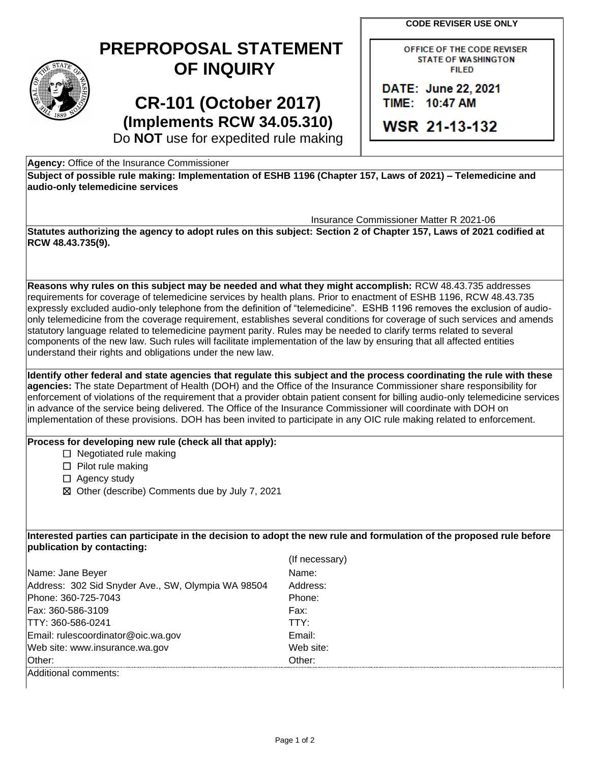# PREPROPOSAL STATEMENT OF INQUIRY

## CR-101 (October 2017)
### (Implements RCW 34.05.310)

Do **NOT** use for expedited rule making

**CODE REVISER USE ONLY**

OFFICE OF THE CODE REVISER
STATE OF WASHINGTON
FILED

DATE: June 22, 2021
TIME: 10:47 AM

WSR 21-13-132

**Agency:** Office of the Insurance Commissioner

**Subject of possible rule making: Implementation of ESHB 1196 (Chapter 157, Laws of 2021) – Telemedicine and audio-only telemedicine services**

Insurance Commissioner Matter R 2021-06

**Statutes authorizing the agency to adopt rules on this subject: Section 2 of Chapter 157, Laws of 2021 codified at RCW 48.43.735(9).**

**Reasons why rules on this subject may be needed and what they might accomplish:** RCW 48.43.735 addresses requirements for coverage of telemedicine services by health plans. Prior to enactment of ESHB 1196, RCW 48.43.735 expressly excluded audio-only telephone from the definition of "telemedicine". ESHB 1196 removes the exclusion of audio-only telemedicine from the coverage requirement, establishes several conditions for coverage of such services and amends statutory language related to telemedicine payment parity. Rules may be needed to clarify terms related to several components of the new law. Such rules will facilitate implementation of the law by ensuring that all affected entities understand their rights and obligations under the new law.

**Identify other federal and state agencies that regulate this subject and the process coordinating the rule with these agencies:** The state Department of Health (DOH) and the Office of the Insurance Commissioner share responsibility for enforcement of violations of the requirement that a provider obtain patient consent for billing audio-only telemedicine services in advance of the service being delivered. The Office of the Insurance Commissioner will coordinate with DOH on implementation of these provisions. DOH has been invited to participate in any OIC rule making related to enforcement.

**Process for developing new rule (check all that apply):**

- ☐ Negotiated rule making
- ☐ Pilot rule making
- ☐ Agency study
- ☒ Other (describe) Comments due by July 7, 2021

**Interested parties can participate in the decision to adopt the new rule and formulation of the proposed rule before publication by contacting:**

| | (If necessary) |
|---|---|
| Name: Jane Beyer | Name: |
| Address: 302 Sid Snyder Ave., SW, Olympia WA 98504 | Address: |
| Phone: 360-725-7043 | Phone: |
| Fax: 360-586-3109 | Fax: |
| TTY: 360-586-0241 | TTY: |
| Email: rulescoordinator@oic.wa.gov | Email: |
| Web site: www.insurance.wa.gov | Web site: |
| Other: | Other: |

Additional comments: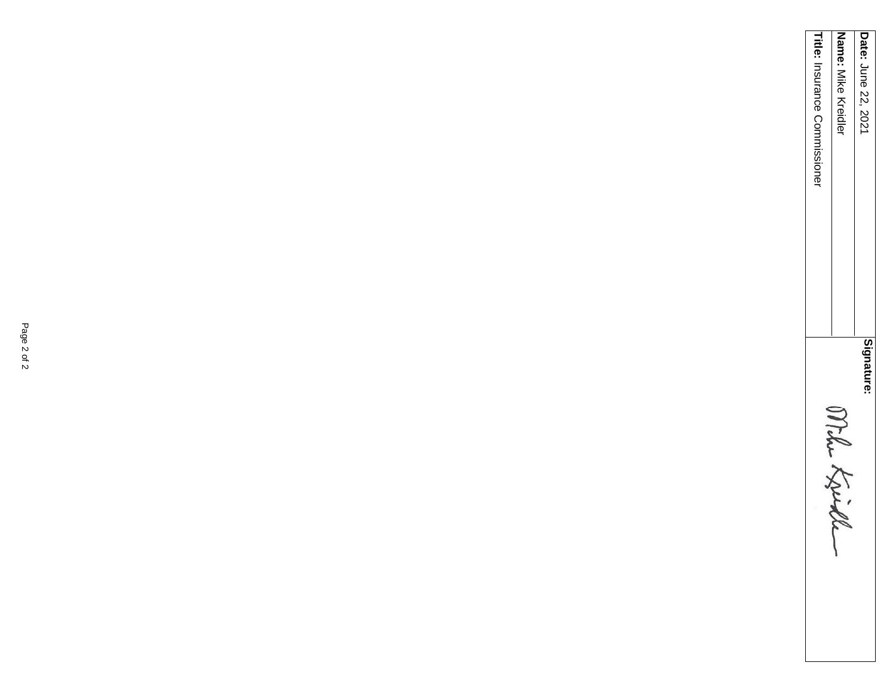| | |
|---|---|
| **Date:** June 22, 2021 | **Signature:** |
| **Name:** Mike Kreidler | |
| **Title:** Insurance Commissioner | |